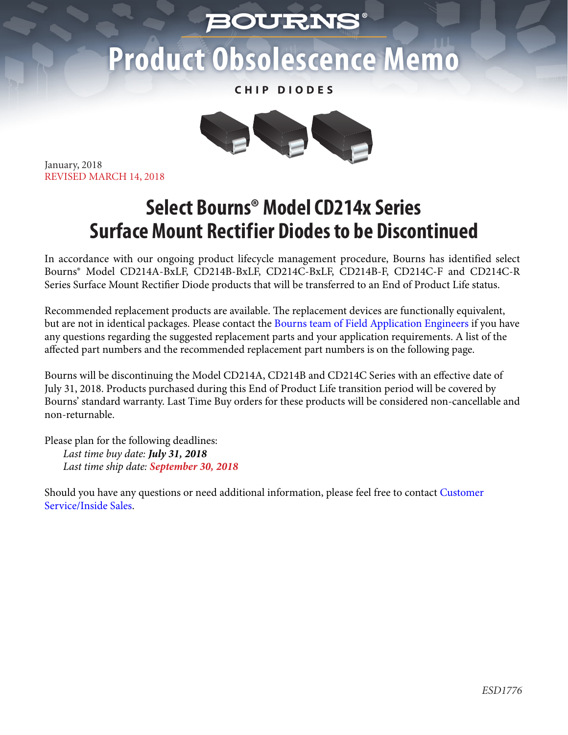BOURNS®

# Product Obsolescence Memo

**CHIP DIODES**

January, 2018
REVISED MARCH 14, 2018

## Select Bourns® Model CD214x Series Surface Mount Rectifier Diodes to be Discontinued

In accordance with our ongoing product lifecycle management procedure, Bourns has identified select Bourns® Model CD214A-BxLF, CD214B-BxLF, CD214C-BxLF, CD214B-F, CD214C-F and CD214C-R Series Surface Mount Rectifier Diode products that will be transferred to an End of Product Life status.

Recommended replacement products are available. The replacement devices are functionally equivalent, but are not in identical packages. Please contact the Bourns team of Field Application Engineers if you have any questions regarding the suggested replacement parts and your application requirements. A list of the affected part numbers and the recommended replacement part numbers is on the following page.

Bourns will be discontinuing the Model CD214A, CD214B and CD214C Series with an effective date of July 31, 2018. Products purchased during this End of Product Life transition period will be covered by Bourns' standard warranty. Last Time Buy orders for these products will be considered non-cancellable and non-returnable.

Please plan for the following deadlines:

*Last time buy date:* ***July 31, 2018***
*Last time ship date:* ***September 30, 2018***

Should you have any questions or need additional information, please feel free to contact Customer Service/Inside Sales.

*ESD1776*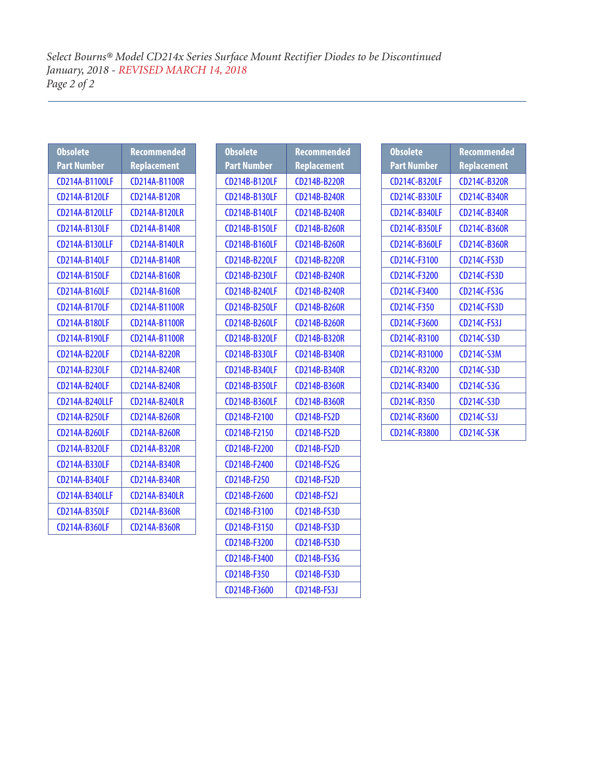| Obsolete Part Number | Recommended Replacement |
|---|---|
| CD214A-B1100LF | CD214A-B1100R |
| CD214A-B120LF | CD214A-B120R |
| CD214A-B120LLF | CD214A-B120LR |
| CD214A-B130LF | CD214A-B140R |
| CD214A-B130LLF | CD214A-B140LR |
| CD214A-B140LF | CD214A-B140R |
| CD214A-B150LF | CD214A-B160R |
| CD214A-B160LF | CD214A-B160R |
| CD214A-B170LF | CD214A-B1100R |
| CD214A-B180LF | CD214A-B1100R |
| CD214A-B190LF | CD214A-B1100R |
| CD214A-B220LF | CD214A-B220R |
| CD214A-B230LF | CD214A-B240R |
| CD214A-B240LF | CD214A-B240R |
| CD214A-B240LLF | CD214A-B240LR |
| CD214A-B250LF | CD214A-B260R |
| CD214A-B260LF | CD214A-B260R |
| CD214A-B320LF | CD214A-B320R |
| CD214A-B330LF | CD214A-B340R |
| CD214A-B340LF | CD214A-B340R |
| CD214A-B340LLF | CD214A-B340LR |
| CD214A-B350LF | CD214A-B360R |
| CD214A-B360LF | CD214A-B360R |

| Obsolete Part Number | Recommended Replacement |
|---|---|
| CD214B-B120LF | CD214B-B220R |
| CD214B-B130LF | CD214B-B240R |
| CD214B-B140LF | CD214B-B240R |
| CD214B-B150LF | CD214B-B260R |
| CD214B-B160LF | CD214B-B260R |
| CD214B-B220LF | CD214B-B220R |
| CD214B-B230LF | CD214B-B240R |
| CD214B-B240LF | CD214B-B240R |
| CD214B-B250LF | CD214B-B260R |
| CD214B-B260LF | CD214B-B260R |
| CD214B-B320LF | CD214B-B320R |
| CD214B-B330LF | CD214B-B340R |
| CD214B-B340LF | CD214B-B340R |
| CD214B-B350LF | CD214B-B360R |
| CD214B-B360LF | CD214B-B360R |
| CD214B-F2100 | CD214B-FS2D |
| CD214B-F2150 | CD214B-FS2D |
| CD214B-F2200 | CD214B-FS2D |
| CD214B-F2400 | CD214B-FS2G |
| CD214B-F250 | CD214B-FS2D |
| CD214B-F2600 | CD214B-FS2J |
| CD214B-F3100 | CD214B-FS3D |
| CD214B-F3150 | CD214B-FS3D |
| CD214B-F3200 | CD214B-FS3D |
| CD214B-F3400 | CD214B-FS3G |
| CD214B-F350 | CD214B-FS3D |
| CD214B-F3600 | CD214B-FS3J |

| Obsolete Part Number | Recommended Replacement |
|---|---|
| CD214C-B320LF | CD214C-B320R |
| CD214C-B330LF | CD214C-B340R |
| CD214C-B340LF | CD214C-B340R |
| CD214C-B350LF | CD214C-B360R |
| CD214C-B360LF | CD214C-B360R |
| CD214C-F3100 | CD214C-FS3D |
| CD214C-F3200 | CD214C-FS3D |
| CD214C-F3400 | CD214C-FS3G |
| CD214C-F350 | CD214C-FS3D |
| CD214C-F3600 | CD214C-FS3J |
| CD214C-R3100 | CD214C-S3D |
| CD214C-R31000 | CD214C-S3M |
| CD214C-R3200 | CD214C-S3D |
| CD214C-R3400 | CD214C-S3G |
| CD214C-R350 | CD214C-S3D |
| CD214C-R3600 | CD214C-S3J |
| CD214C-R3800 | CD214C-S3K |